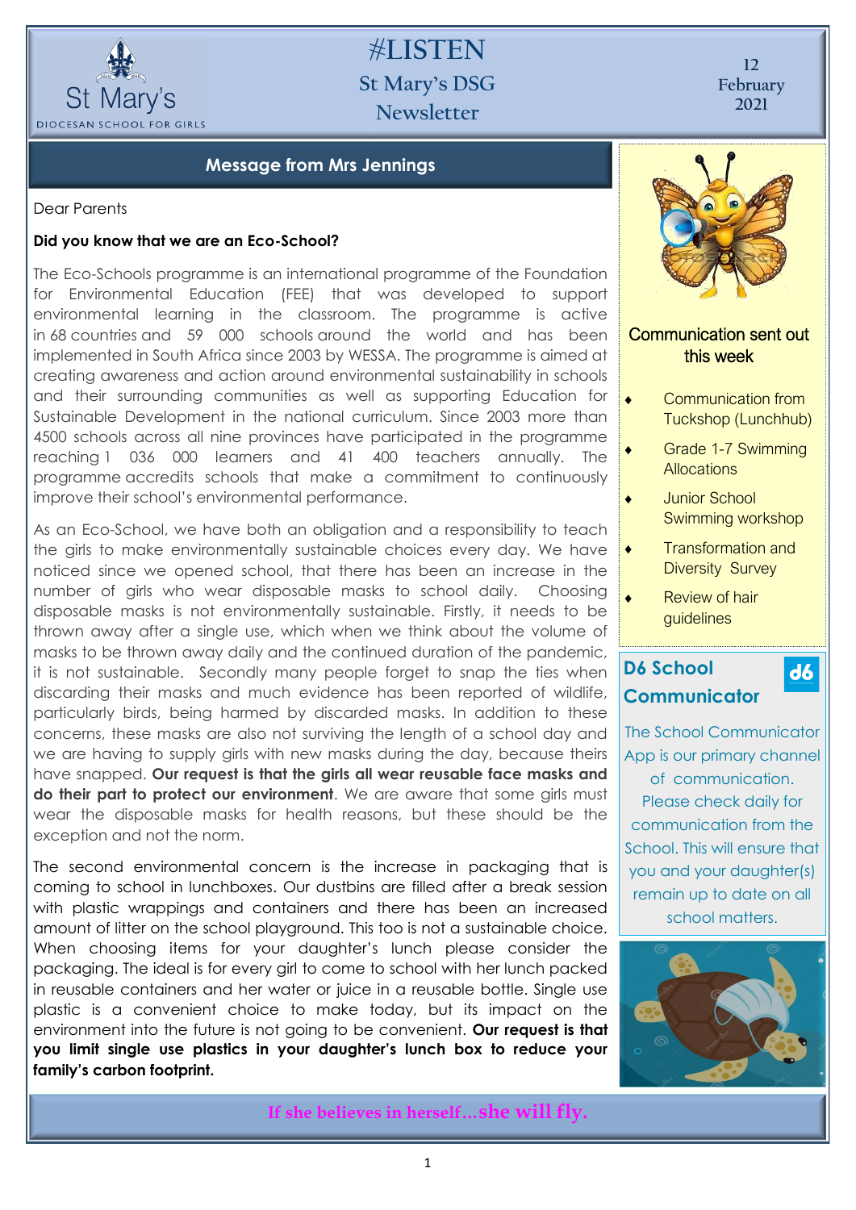# #LISTEN

## St Mary's DSG Newsletter

St Mary's DIOCESAN SCHOOL FOR GIRLS

12 February 2021

## Message from Mrs Jennings

Dear Parents

**Did you know that we are an Eco-School?**

The Eco-Schools programme is an international programme of the Foundation for Environmental Education (FEE) that was developed to support environmental learning in the classroom. The programme is active in 68 countries and 59 000 schools around the world and has been implemented in South Africa since 2003 by WESSA. The programme is aimed at creating awareness and action around environmental sustainability in schools and their surrounding communities as well as supporting Education for Sustainable Development in the national curriculum. Since 2003 more than 4500 schools across all nine provinces have participated in the programme reaching 1 036 000 learners and 41 400 teachers annually. The programme accredits schools that make a commitment to continuously improve their school's environmental performance.

As an Eco-School, we have both an obligation and a responsibility to teach the girls to make environmentally sustainable choices every day. We have noticed since we opened school, that there has been an increase in the number of girls who wear disposable masks to school daily. Choosing disposable masks is not environmentally sustainable. Firstly, it needs to be thrown away after a single use, which when we think about the volume of masks to be thrown away daily and the continued duration of the pandemic, it is not sustainable. Secondly many people forget to snap the ties when discarding their masks and much evidence has been reported of wildlife, particularly birds, being harmed by discarded masks. In addition to these concerns, these masks are also not surviving the length of a school day and we are having to supply girls with new masks during the day, because theirs have snapped. **Our request is that the girls all wear reusable face masks and do their part to protect our environment**. We are aware that some girls must wear the disposable masks for health reasons, but these should be the exception and not the norm.

The second environmental concern is the increase in packaging that is coming to school in lunchboxes. Our dustbins are filled after a break session with plastic wrappings and containers and there has been an increased amount of litter on the school playground. This too is not a sustainable choice. When choosing items for your daughter's lunch please consider the packaging. The ideal is for every girl to come to school with her lunch packed in reusable containers and her water or juice in a reusable bottle. Single use plastic is a convenient choice to make today, but its impact on the environment into the future is not going to be convenient. **Our request is that you limit single use plastics in your daughter's lunch box to reduce your family's carbon footprint.**

### Communication sent out this week

- Communication from Tuckshop (Lunchhub)
- Grade 1-7 Swimming Allocations
- Junior School Swimming workshop
- Transformation and Diversity Survey
- Review of hair guidelines

### D6 School Communicator

The School Communicator App is our primary channel of communication. Please check daily for communication from the School. This will ensure that you and your daughter(s) remain up to date on all school matters.

**If she believes in herself…she will fly.**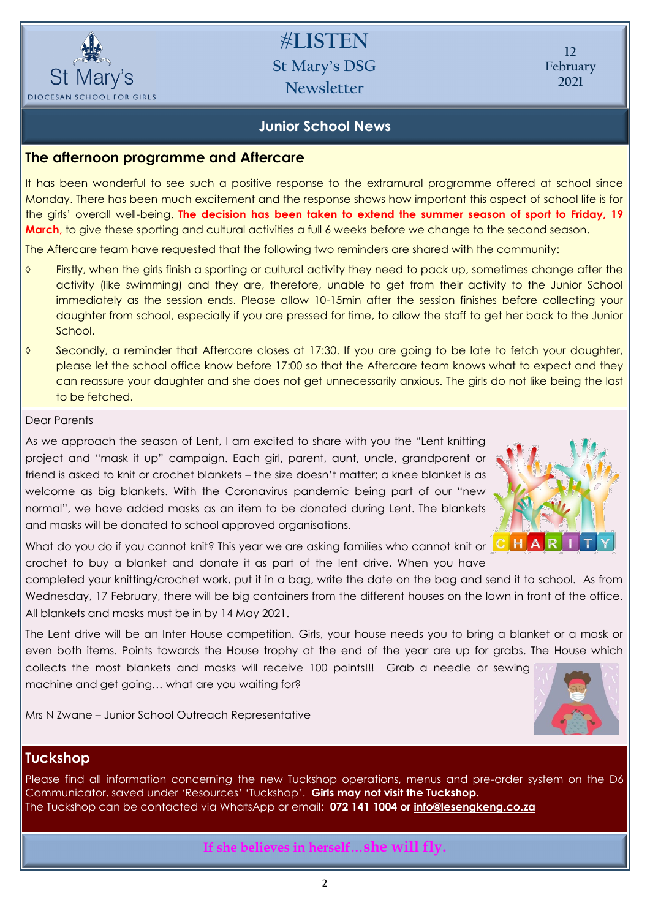## Junior School News

### The afternoon programme and Aftercare

It has been wonderful to see such a positive response to the extramural programme offered at school since Monday. There has been much excitement and the response shows how important this aspect of school life is for the girls' overall well-being. **The decision has been taken to extend the summer season of sport to Friday, 19 March**, to give these sporting and cultural activities a full 6 weeks before we change to the second season.

The Aftercare team have requested that the following two reminders are shared with the community:

- Firstly, when the girls finish a sporting or cultural activity they need to pack up, sometimes change after the activity (like swimming) and they are, therefore, unable to get from their activity to the Junior School immediately as the session ends. Please allow 10-15min after the session finishes before collecting your daughter from school, especially if you are pressed for time, to allow the staff to get her back to the Junior School.
- Secondly, a reminder that Aftercare closes at 17:30. If you are going to be late to fetch your daughter, please let the school office know before 17:00 so that the Aftercare team knows what to expect and they can reassure your daughter and she does not get unnecessarily anxious. The girls do not like being the last to be fetched.

Dear Parents

As we approach the season of Lent, I am excited to share with you the "Lent knitting project and "mask it up" campaign. Each girl, parent, aunt, uncle, grandparent or friend is asked to knit or crochet blankets – the size doesn't matter; a knee blanket is as welcome as big blankets. With the Coronavirus pandemic being part of our "new normal", we have added masks as an item to be donated during Lent. The blankets and masks will be donated to school approved organisations.

What do you do if you cannot knit? This year we are asking families who cannot knit or crochet to buy a blanket and donate it as part of the lent drive. When you have completed your knitting/crochet work, put it in a bag, write the date on the bag and send it to school. As from Wednesday, 17 February, there will be big containers from the different houses on the lawn in front of the office. All blankets and masks must be in by 14 May 2021.

The Lent drive will be an Inter House competition. Girls, your house needs you to bring a blanket or a mask or even both items. Points towards the House trophy at the end of the year are up for grabs. The House which collects the most blankets and masks will receive 100 points!!! Grab a needle or sewing machine and get going… what are you waiting for?

Mrs N Zwane – Junior School Outreach Representative

### Tuckshop

Please find all information concerning the new Tuckshop operations, menus and pre-order system on the D6 Communicator, saved under 'Resources' 'Tuckshop'. **Girls may not visit the Tuckshop.**
The Tuckshop can be contacted via WhatsApp or email: **072 141 1004 or info@lesengkeng.co.za**

**If she believes in herself…she will fly.**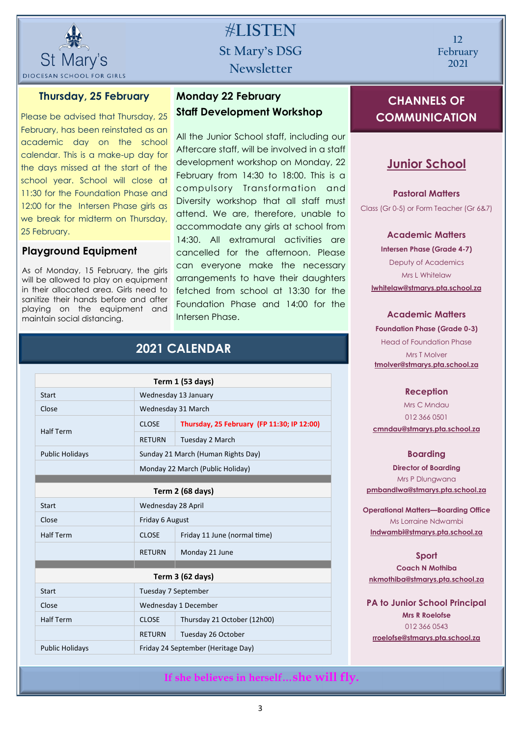# #LISTEN

## St Mary's DSG Newsletter

12 February 2021

St Mary's DIOCESAN SCHOOL FOR GIRLS

### Thursday, 25 February

Please be advised that Thursday, 25 February, has been reinstated as an academic day on the school calendar. This is a make-up day for the days missed at the start of the school year. School will close at 11:30 for the Foundation Phase and 12:00 for the Intersen Phase girls as we break for midterm on Thursday, 25 February.

### Playground Equipment

As of Monday, 15 February, the girls will be allowed to play on equipment in their allocated area. Girls need to sanitize their hands before and after playing on the equipment and maintain social distancing.

### Monday 22 February Staff Development Workshop

All the Junior School staff, including our Aftercare staff, will be involved in a staff development workshop on Monday, 22 February from 14:30 to 18:00. This is a compulsory Transformation and Diversity workshop that all staff must attend. We are, therefore, unable to accommodate any girls at school from 14:30. All extramural activities are cancelled for the afternoon. Please can everyone make the necessary arrangements to have their daughters fetched from school at 13:30 for the Foundation Phase and 14:00 for the Intersen Phase.

## 2021 CALENDAR

| | | |
|---|---|---|
| **Term 1 (53 days)** | | |
| Start | Wednesday 13 January | |
| Close | Wednesday 31 March | |
| Half Term | CLOSE | **Thursday, 25 February (FP 11:30; IP 12:00)** |
| | RETURN | Tuesday 2 March |
| Public Holidays | Sunday 21 March (Human Rights Day) | |
| | Monday 22 March (Public Holiday) | |
| **Term 2 (68 days)** | | |
| Start | Wednesday 28 April | |
| Close | Friday 6 August | |
| Half Term | CLOSE | Friday 11 June (normal time) |
| | RETURN | Monday 21 June |
| **Term 3 (62 days)** | | |
| Start | Tuesday 7 September | |
| Close | Wednesday 1 December | |
| Half Term | CLOSE | Thursday 21 October (12h00) |
| | RETURN | Tuesday 26 October |
| Public Holidays | Friday 24 September (Heritage Day) | |

## CHANNELS OF COMMUNICATION

### Junior School

**Pastoral Matters**

Class (Gr 0-5) or Form Teacher (Gr 6&7)

**Academic Matters**

**Intersen Phase (Grade 4-7)**

Deputy of Academics

Mrs L Whitelaw

lwhitelaw@stmarys.pta.school.za

**Academic Matters**

**Foundation Phase (Grade 0-3)**

Head of Foundation Phase

Mrs T Molver

tmolver@stmarys.pta.school.za

**Reception**

Mrs C Mndau

012 366 0501

cmndau@stmarys.pta.school.za

**Boarding**

**Director of Boarding**

Mrs P Dlungwana

pmbandlwa@stmarys.pta.school.za

**Operational Matters—Boarding Office**

Ms Lorraine Ndwambi

lndwambi@stmarys.pta.school.za

**Sport**

**Coach N Mothiba**

nkmothiba@stmarys.pta.school.za

**PA to Junior School Principal**

**Mrs R Roelofse**

012 366 0543

rroelofse@stmarys.pta.school.za

*If she believes in herself...she will fly.*